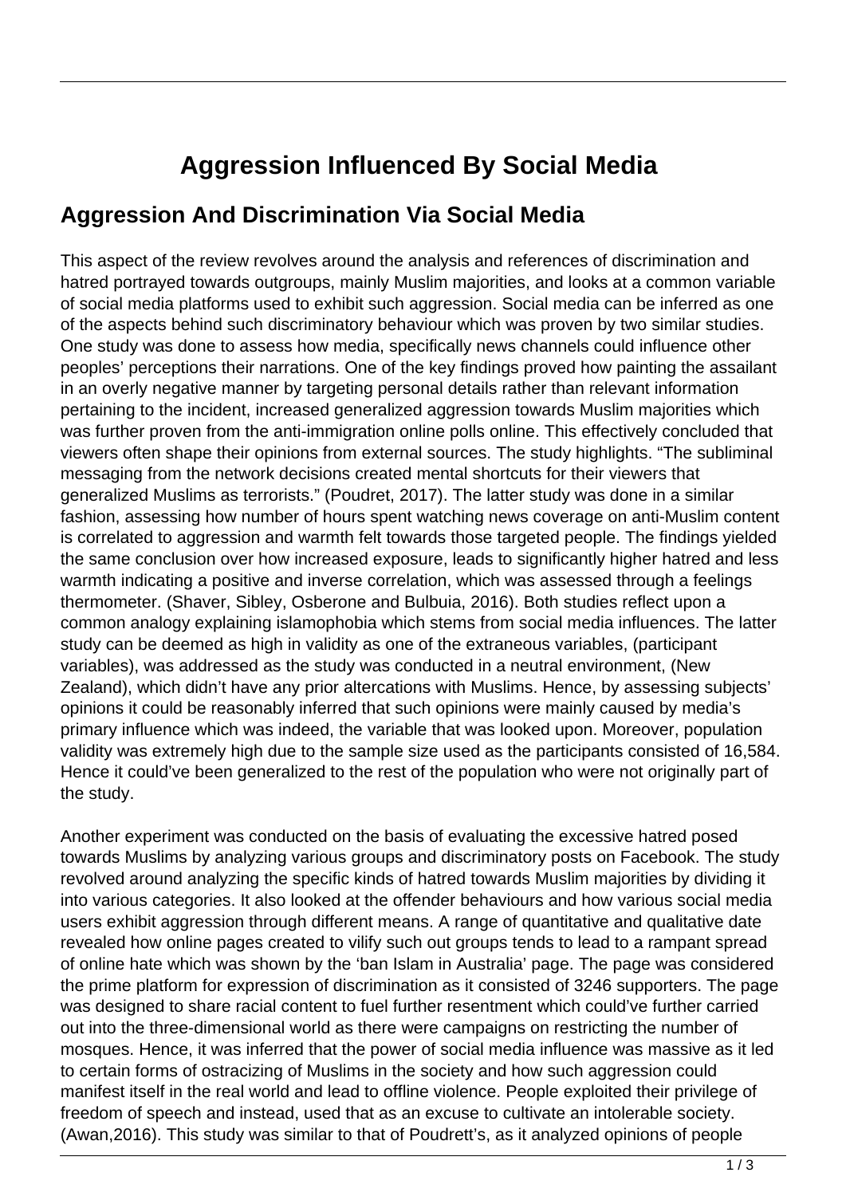# Aggression Influenced By Social Media

## Aggression And Discrimination Via Social Media

This aspect of the review revolves around the analysis and references of discrimination and hatred portrayed towards outgroups, mainly Muslim majorities, and looks at a common variable of social media platforms used to exhibit such aggression. Social media can be inferred as one of the aspects behind such discriminatory behaviour which was proven by two similar studies. One study was done to assess how media, specifically news channels could influence other peoples' perceptions their narrations. One of the key findings proved how painting the assailant in an overly negative manner by targeting personal details rather than relevant information pertaining to the incident, increased generalized aggression towards Muslim majorities which was further proven from the anti-immigration online polls online. This effectively concluded that viewers often shape their opinions from external sources. The study highlights. "The subliminal messaging from the network decisions created mental shortcuts for their viewers that generalized Muslims as terrorists." (Poudret, 2017). The latter study was done in a similar fashion, assessing how number of hours spent watching news coverage on anti-Muslim content is correlated to aggression and warmth felt towards those targeted people. The findings yielded the same conclusion over how increased exposure, leads to significantly higher hatred and less warmth indicating a positive and inverse correlation, which was assessed through a feelings thermometer. (Shaver, Sibley, Osberone and Bulbuia, 2016). Both studies reflect upon a common analogy explaining islamophobia which stems from social media influences. The latter study can be deemed as high in validity as one of the extraneous variables, (participant variables), was addressed as the study was conducted in a neutral environment, (New Zealand), which didn't have any prior altercations with Muslims. Hence, by assessing subjects' opinions it could be reasonably inferred that such opinions were mainly caused by media's primary influence which was indeed, the variable that was looked upon. Moreover, population validity was extremely high due to the sample size used as the participants consisted of 16,584. Hence it could've been generalized to the rest of the population who were not originally part of the study.

Another experiment was conducted on the basis of evaluating the excessive hatred posed towards Muslims by analyzing various groups and discriminatory posts on Facebook. The study revolved around analyzing the specific kinds of hatred towards Muslim majorities by dividing it into various categories. It also looked at the offender behaviours and how various social media users exhibit aggression through different means. A range of quantitative and qualitative date revealed how online pages created to vilify such out groups tends to lead to a rampant spread of online hate which was shown by the 'ban Islam in Australia' page. The page was considered the prime platform for expression of discrimination as it consisted of 3246 supporters. The page was designed to share racial content to fuel further resentment which could've further carried out into the three-dimensional world as there were campaigns on restricting the number of mosques. Hence, it was inferred that the power of social media influence was massive as it led to certain forms of ostracizing of Muslims in the society and how such aggression could manifest itself in the real world and lead to offline violence. People exploited their privilege of freedom of speech and instead, used that as an excuse to cultivate an intolerable society. (Awan,2016). This study was similar to that of Poudrett's, as it analyzed opinions of people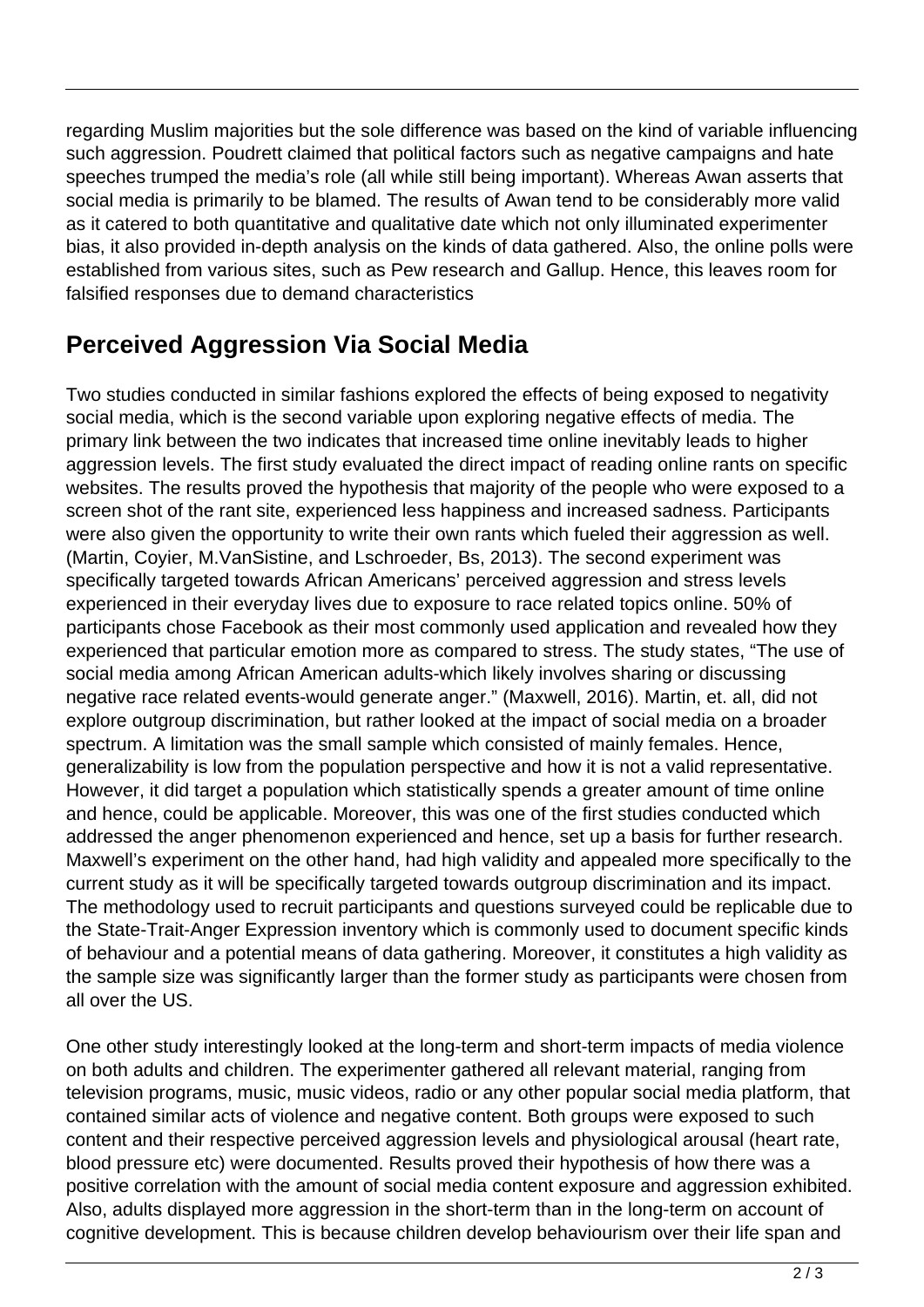regarding Muslim majorities but the sole difference was based on the kind of variable influencing such aggression. Poudrett claimed that political factors such as negative campaigns and hate speeches trumped the media's role (all while still being important). Whereas Awan asserts that social media is primarily to be blamed. The results of Awan tend to be considerably more valid as it catered to both quantitative and qualitative date which not only illuminated experimenter bias, it also provided in-depth analysis on the kinds of data gathered. Also, the online polls were established from various sites, such as Pew research and Gallup. Hence, this leaves room for falsified responses due to demand characteristics

## Perceived Aggression Via Social Media

Two studies conducted in similar fashions explored the effects of being exposed to negativity social media, which is the second variable upon exploring negative effects of media. The primary link between the two indicates that increased time online inevitably leads to higher aggression levels. The first study evaluated the direct impact of reading online rants on specific websites. The results proved the hypothesis that majority of the people who were exposed to a screen shot of the rant site, experienced less happiness and increased sadness. Participants were also given the opportunity to write their own rants which fueled their aggression as well. (Martin, Coyier, M.VanSistine, and Lschroeder, Bs, 2013). The second experiment was specifically targeted towards African Americans' perceived aggression and stress levels experienced in their everyday lives due to exposure to race related topics online. 50% of participants chose Facebook as their most commonly used application and revealed how they experienced that particular emotion more as compared to stress. The study states, "The use of social media among African American adults-which likely involves sharing or discussing negative race related events-would generate anger." (Maxwell, 2016). Martin, et. all, did not explore outgroup discrimination, but rather looked at the impact of social media on a broader spectrum. A limitation was the small sample which consisted of mainly females. Hence, generalizability is low from the population perspective and how it is not a valid representative. However, it did target a population which statistically spends a greater amount of time online and hence, could be applicable. Moreover, this was one of the first studies conducted which addressed the anger phenomenon experienced and hence, set up a basis for further research. Maxwell's experiment on the other hand, had high validity and appealed more specifically to the current study as it will be specifically targeted towards outgroup discrimination and its impact. The methodology used to recruit participants and questions surveyed could be replicable due to the State-Trait-Anger Expression inventory which is commonly used to document specific kinds of behaviour and a potential means of data gathering. Moreover, it constitutes a high validity as the sample size was significantly larger than the former study as participants were chosen from all over the US.

One other study interestingly looked at the long-term and short-term impacts of media violence on both adults and children. The experimenter gathered all relevant material, ranging from television programs, music, music videos, radio or any other popular social media platform, that contained similar acts of violence and negative content. Both groups were exposed to such content and their respective perceived aggression levels and physiological arousal (heart rate, blood pressure etc) were documented. Results proved their hypothesis of how there was a positive correlation with the amount of social media content exposure and aggression exhibited. Also, adults displayed more aggression in the short-term than in the long-term on account of cognitive development. This is because children develop behaviourism over their life span and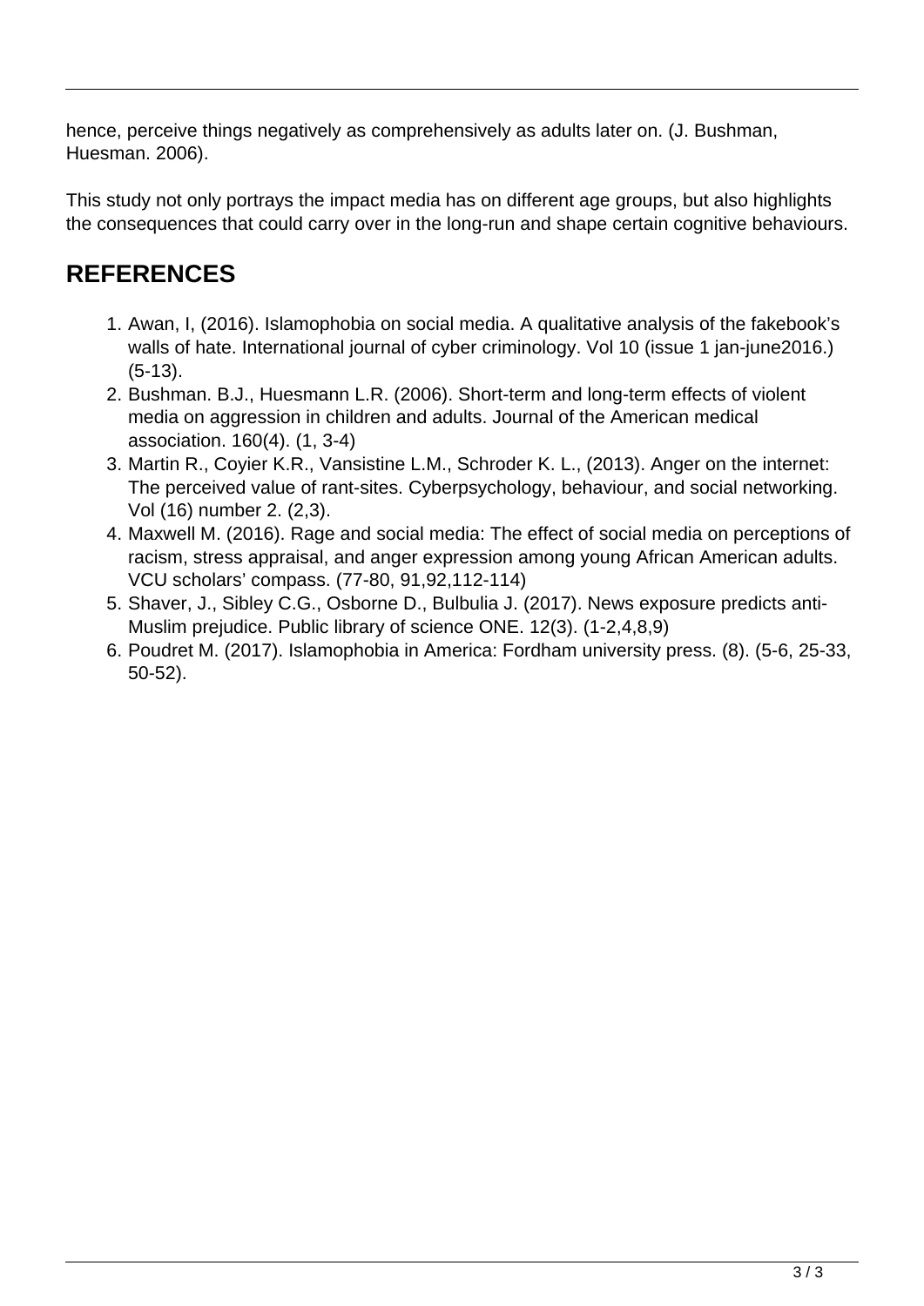hence, perceive things negatively as comprehensively as adults later on. (J. Bushman, Huesman. 2006).

This study not only portrays the impact media has on different age groups, but also highlights the consequences that could carry over in the long-run and shape certain cognitive behaviours.

## REFERENCES

1. Awan, I, (2016). Islamophobia on social media. A qualitative analysis of the fakebook's walls of hate. International journal of cyber criminology. Vol 10 (issue 1 jan-june2016.) (5-13).
2. Bushman. B.J., Huesmann L.R. (2006). Short-term and long-term effects of violent media on aggression in children and adults. Journal of the American medical association. 160(4). (1, 3-4)
3. Martin R., Coyier K.R., Vansistine L.M., Schroder K. L., (2013). Anger on the internet: The perceived value of rant-sites. Cyberpsychology, behaviour, and social networking. Vol (16) number 2. (2,3).
4. Maxwell M. (2016). Rage and social media: The effect of social media on perceptions of racism, stress appraisal, and anger expression among young African American adults. VCU scholars' compass. (77-80, 91,92,112-114)
5. Shaver, J., Sibley C.G., Osborne D., Bulbulia J. (2017). News exposure predicts anti-Muslim prejudice. Public library of science ONE. 12(3). (1-2,4,8,9)
6. Poudret M. (2017). Islamophobia in America: Fordham university press. (8). (5-6, 25-33, 50-52).